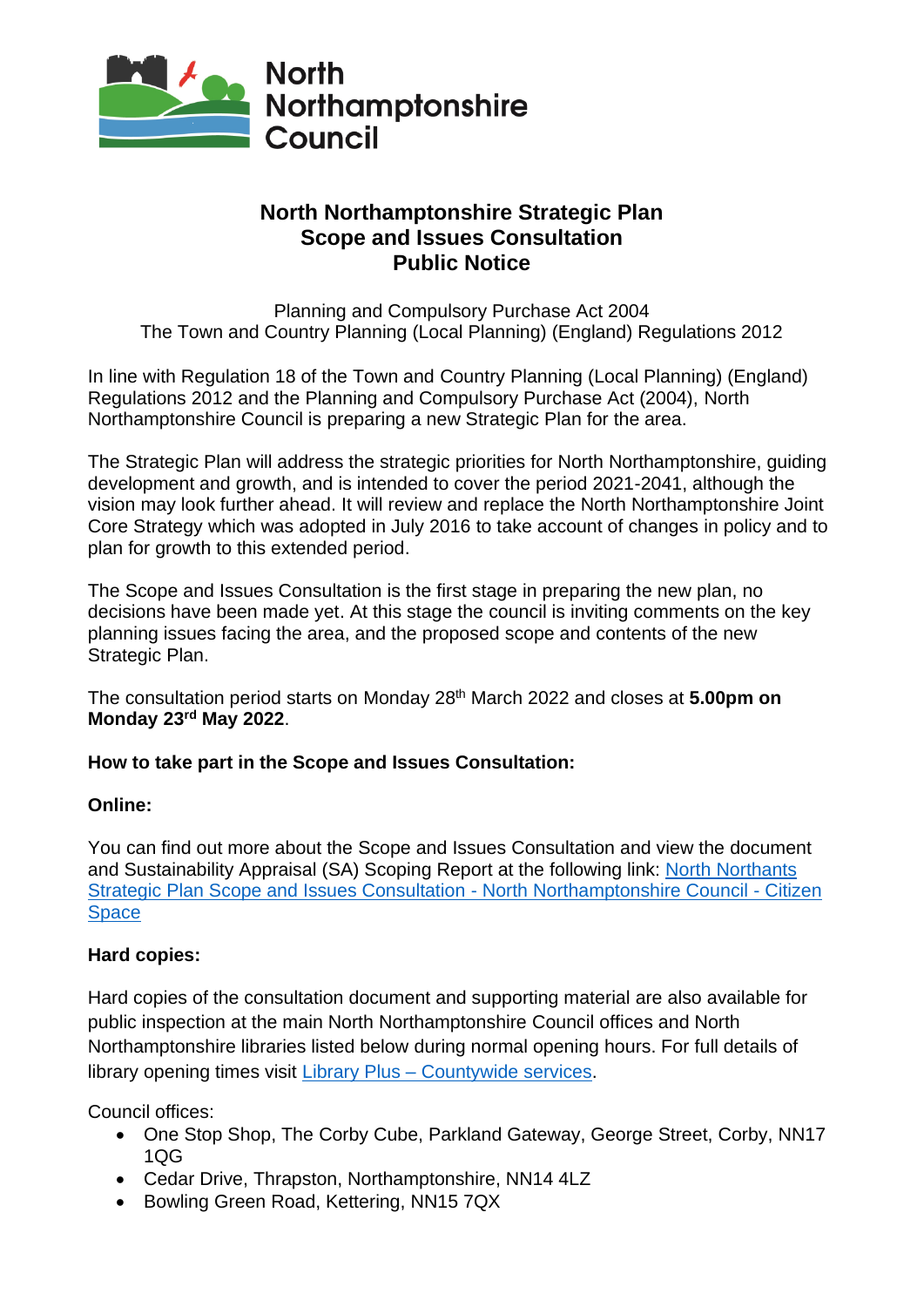North Northamptonshire Council

# North Northamptonshire Strategic Plan
# Scope and Issues Consultation
# Public Notice

Planning and Compulsory Purchase Act 2004
The Town and Country Planning (Local Planning) (England) Regulations 2012

In line with Regulation 18 of the Town and Country Planning (Local Planning) (England) Regulations 2012 and the Planning and Compulsory Purchase Act (2004), North Northamptonshire Council is preparing a new Strategic Plan for the area.

The Strategic Plan will address the strategic priorities for North Northamptonshire, guiding development and growth, and is intended to cover the period 2021-2041, although the vision may look further ahead. It will review and replace the North Northamptonshire Joint Core Strategy which was adopted in July 2016 to take account of changes in policy and to plan for growth to this extended period.

The Scope and Issues Consultation is the first stage in preparing the new plan, no decisions have been made yet. At this stage the council is inviting comments on the key planning issues facing the area, and the proposed scope and contents of the new Strategic Plan.

The consultation period starts on Monday 28th March 2022 and closes at **5.00pm on Monday 23rd May 2022**.

**How to take part in the Scope and Issues Consultation:**

**Online:**

You can find out more about the Scope and Issues Consultation and view the document and Sustainability Appraisal (SA) Scoping Report at the following link: [North Northants Strategic Plan Scope and Issues Consultation - North Northamptonshire Council - Citizen Space]

**Hard copies:**

Hard copies of the consultation document and supporting material are also available for public inspection at the main North Northamptonshire Council offices and North Northamptonshire libraries listed below during normal opening hours. For full details of library opening times visit [Library Plus – Countywide services].

Council offices:

- One Stop Shop, The Corby Cube, Parkland Gateway, George Street, Corby, NN17 1QG
- Cedar Drive, Thrapston, Northamptonshire, NN14 4LZ
- Bowling Green Road, Kettering, NN15 7QX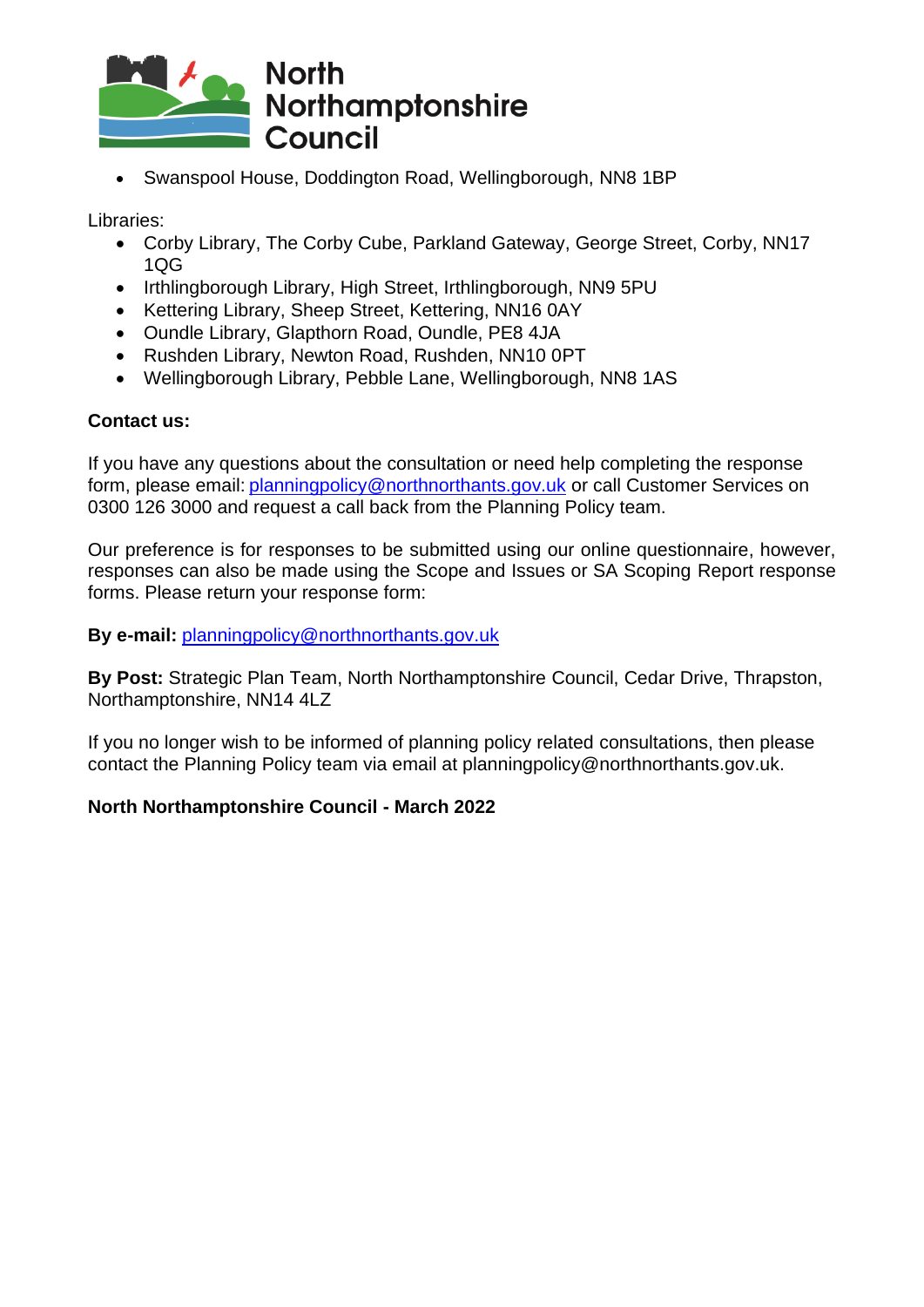- Swanspool House, Doddington Road, Wellingborough, NN8 1BP

Libraries:

- Corby Library, The Corby Cube, Parkland Gateway, George Street, Corby, NN17 1QG
- Irthlingborough Library, High Street, Irthlingborough, NN9 5PU
- Kettering Library, Sheep Street, Kettering, NN16 0AY
- Oundle Library, Glapthorn Road, Oundle, PE8 4JA
- Rushden Library, Newton Road, Rushden, NN10 0PT
- Wellingborough Library, Pebble Lane, Wellingborough, NN8 1AS

**Contact us:**

If you have any questions about the consultation or need help completing the response form, please email: planningpolicy@northnorthants.gov.uk or call Customer Services on 0300 126 3000 and request a call back from the Planning Policy team.

Our preference is for responses to be submitted using our online questionnaire, however, responses can also be made using the Scope and Issues or SA Scoping Report response forms. Please return your response form:

**By e-mail:** planningpolicy@northnorthants.gov.uk

**By Post:** Strategic Plan Team, North Northamptonshire Council, Cedar Drive, Thrapston, Northamptonshire, NN14 4LZ

If you no longer wish to be informed of planning policy related consultations, then please contact the Planning Policy team via email at planningpolicy@northnorthants.gov.uk.

**North Northamptonshire Council - March 2022**